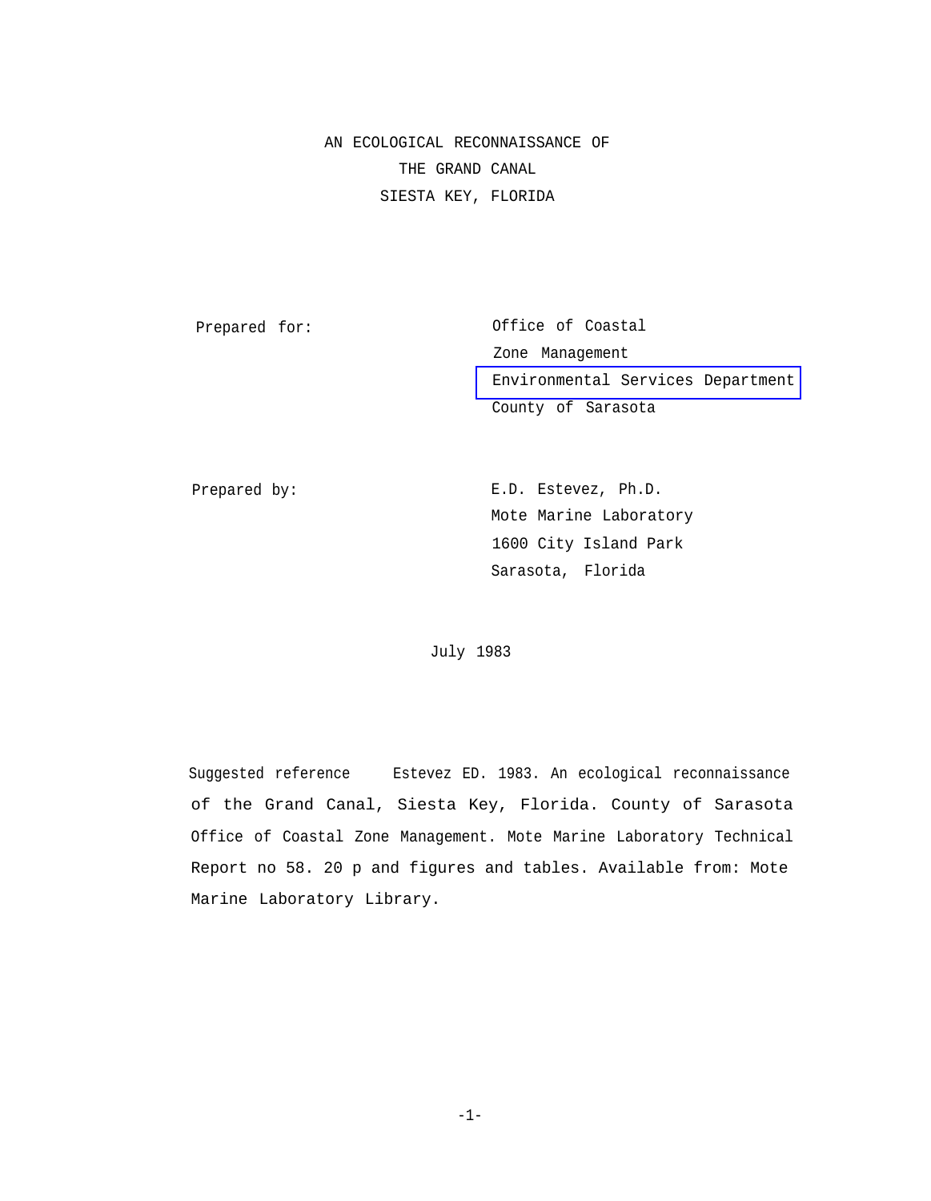# AN ECOLOGICAL RECONNAISSANCE OF THE GRAND CANAL SIESTA KEY, FLORIDA

Prepared for:

Office of Coastal
Zone Management
Environmental Services Department
County of Sarasota

Prepared by:

E.D. Estevez, Ph.D.
Mote Marine Laboratory
1600 City Island Park
Sarasota, Florida

July 1983

Suggested reference Estevez ED. 1983. An ecological reconnaissance of the Grand Canal, Siesta Key, Florida. County of Sarasota Office of Coastal Zone Management. Mote Marine Laboratory Technical Report no 58. 20 p and figures and tables. Available from: Mote Marine Laboratory Library.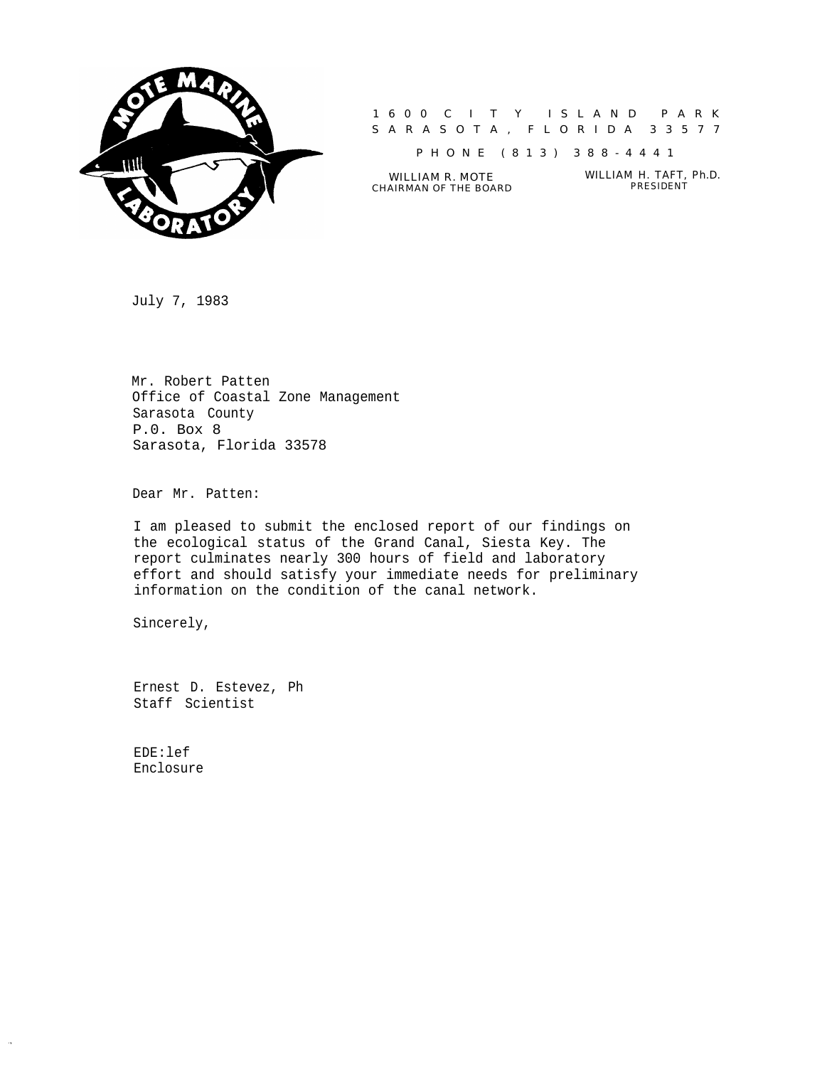MOTE MARINE LABORATORY

1600 CITY ISLAND PARK
SARASOTA, FLORIDA 33577

PHONE (813) 388-4441

WILLIAM R. MOTE
CHAIRMAN OF THE BOARD

WILLIAM H. TAFT, Ph.D.
PRESIDENT

July 7, 1983

Mr. Robert Patten
Office of Coastal Zone Management
Sarasota County
P.0. Box 8
Sarasota, Florida 33578

Dear Mr. Patten:

I am pleased to submit the enclosed report of our findings on the ecological status of the Grand Canal, Siesta Key. The report culminates nearly 300 hours of field and laboratory effort and should satisfy your immediate needs for preliminary information on the condition of the canal network.

Sincerely,

Ernest D. Estevez, Ph
Staff Scientist

EDE:lef
Enclosure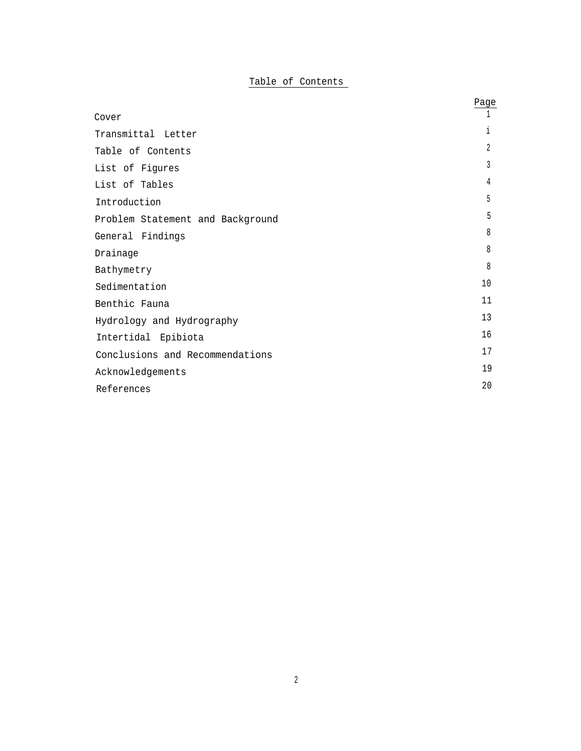# Table of Contents

| | Page |
|---|---|
| Cover | 1 |
| Transmittal Letter | i |
| Table of Contents | 2 |
| List of Figures | 3 |
| List of Tables | 4 |
| Introduction | 5 |
| Problem Statement and Background | 5 |
| General Findings | 8 |
| Drainage | 8 |
| Bathymetry | 8 |
| Sedimentation | 10 |
| Benthic Fauna | 11 |
| Hydrology and Hydrography | 13 |
| Intertidal Epibiota | 16 |
| Conclusions and Recommendations | 17 |
| Acknowledgements | 19 |
| References | 20 |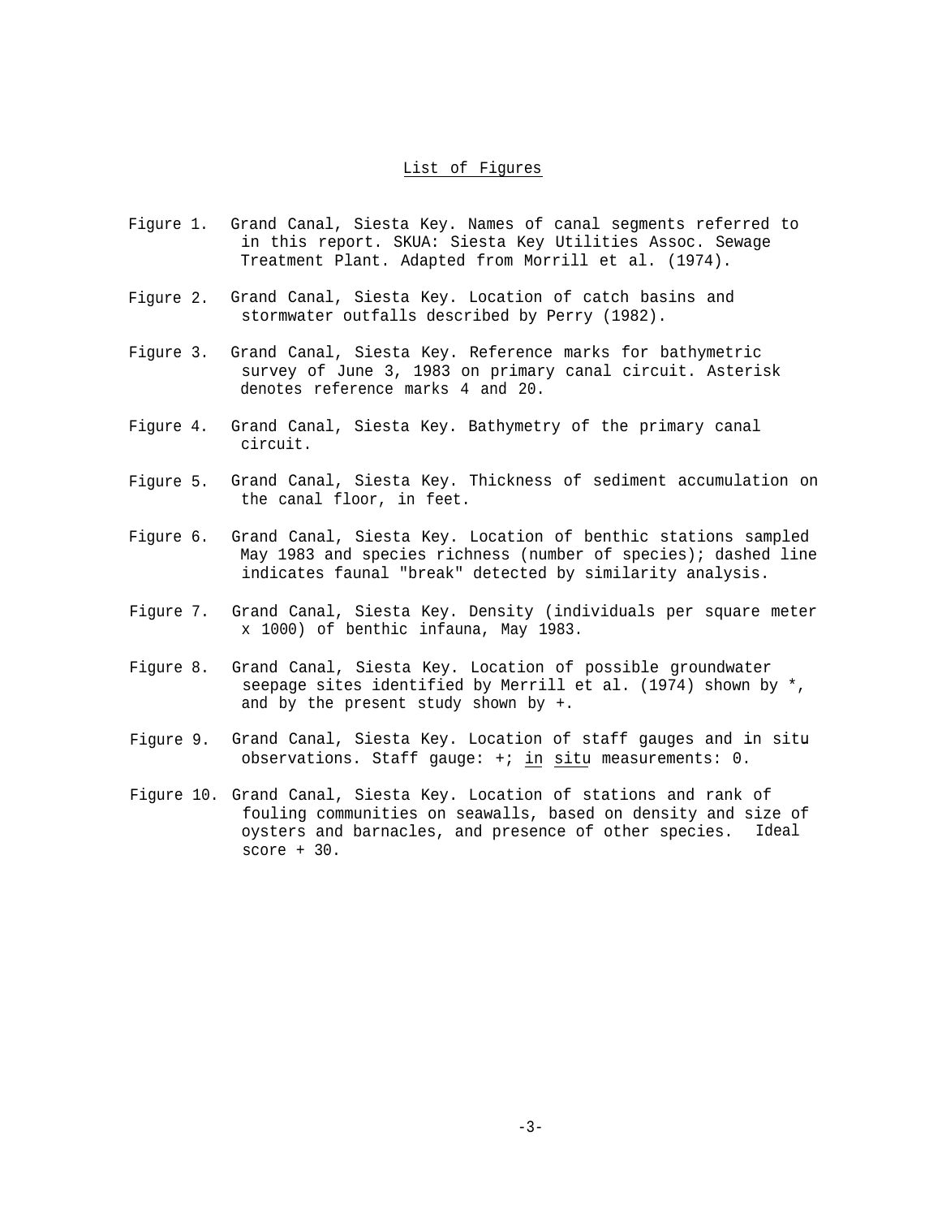## List of Figures

Figure 1. Grand Canal, Siesta Key. Names of canal segments referred to in this report. SKUA: Siesta Key Utilities Assoc. Sewage Treatment Plant. Adapted from Morrill et al. (1974).

Figure 2. Grand Canal, Siesta Key. Location of catch basins and stormwater outfalls described by Perry (1982).

Figure 3. Grand Canal, Siesta Key. Reference marks for bathymetric survey of June 3, 1983 on primary canal circuit. Asterisk denotes reference marks 4 and 20.

Figure 4. Grand Canal, Siesta Key. Bathymetry of the primary canal circuit.

Figure 5. Grand Canal, Siesta Key. Thickness of sediment accumulation on the canal floor, in feet.

Figure 6. Grand Canal, Siesta Key. Location of benthic stations sampled May 1983 and species richness (number of species); dashed line indicates faunal "break" detected by similarity analysis.

Figure 7. Grand Canal, Siesta Key. Density (individuals per square meter x 1000) of benthic infauna, May 1983.

Figure 8. Grand Canal, Siesta Key. Location of possible groundwater seepage sites identified by Merrill et al. (1974) shown by *, and by the present study shown by +.

Figure 9. Grand Canal, Siesta Key. Location of staff gauges and in situ observations. Staff gauge: +; *in situ* measurements: 0.

Figure 10. Grand Canal, Siesta Key. Location of stations and rank of fouling communities on seawalls, based on density and size of oysters and barnacles, and presence of other species. Ideal score + 30.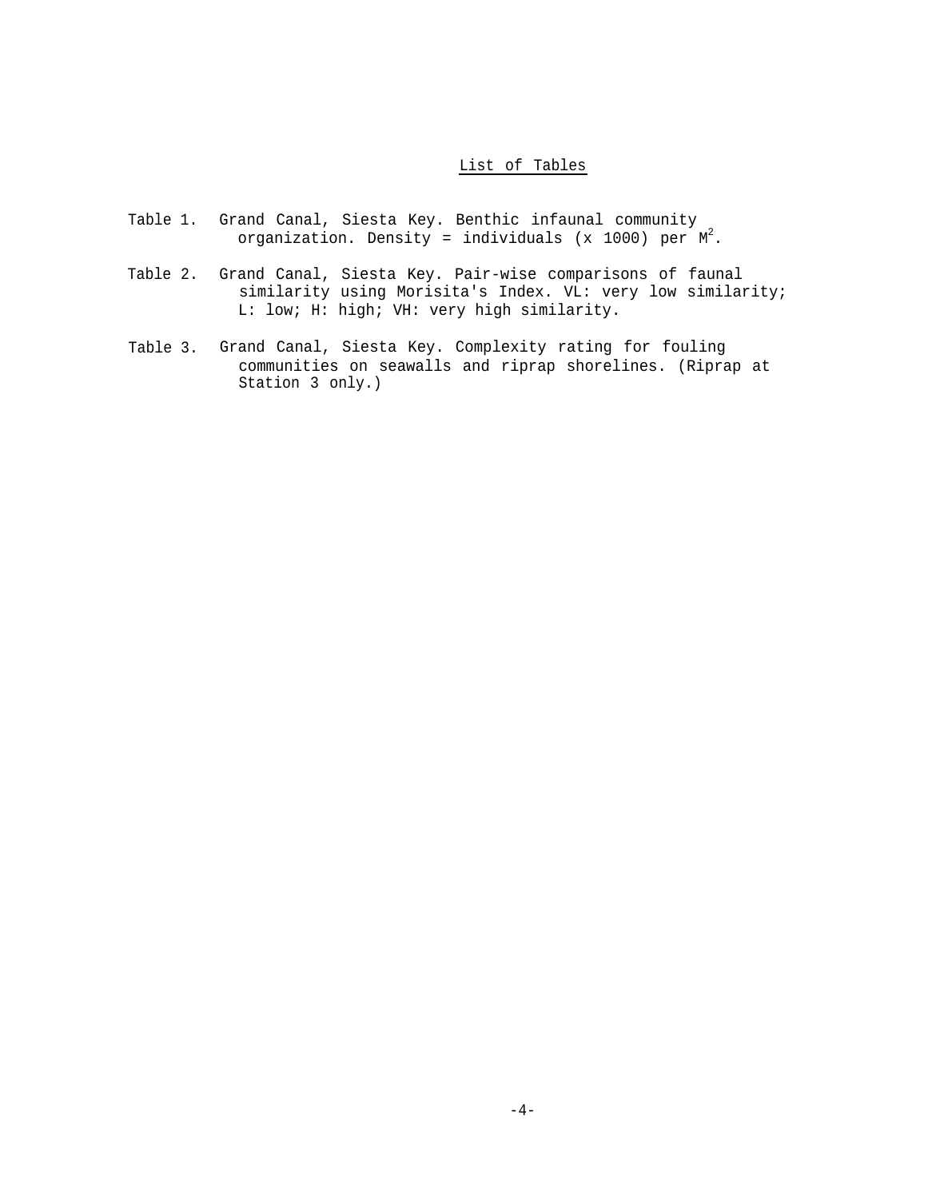## List of Tables

Table 1. Grand Canal, Siesta Key. Benthic infaunal community organization. Density = individuals (x 1000) per $M^2$.

Table 2. Grand Canal, Siesta Key. Pair-wise comparisons of faunal similarity using Morisita's Index. VL: very low similarity; L: low; H: high; VH: very high similarity.

Table 3. Grand Canal, Siesta Key. Complexity rating for fouling communities on seawalls and riprap shorelines. (Riprap at Station 3 only.)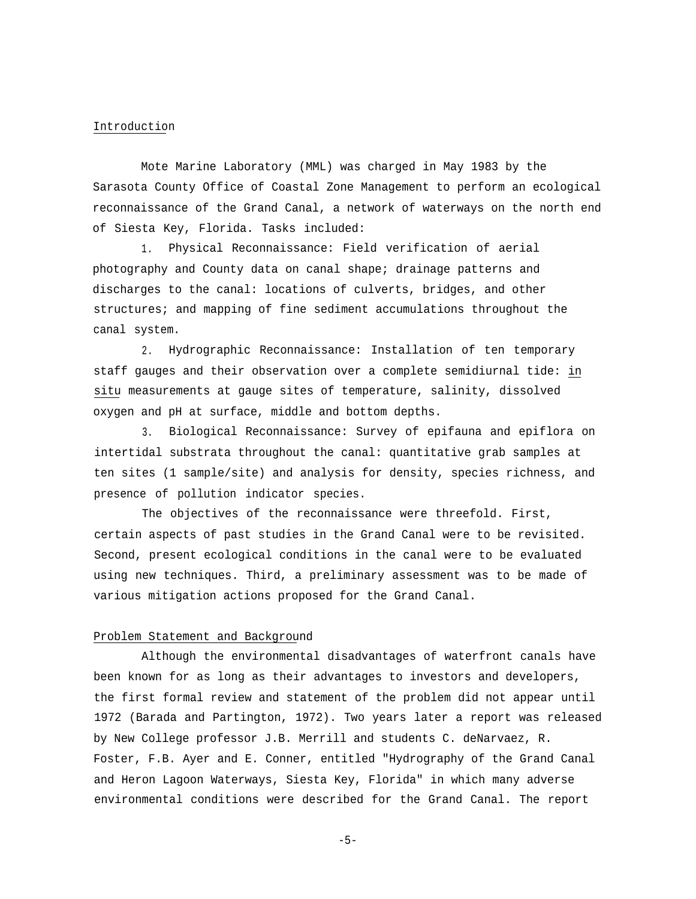## Introduction

Mote Marine Laboratory (MML) was charged in May 1983 by the Sarasota County Office of Coastal Zone Management to perform an ecological reconnaissance of the Grand Canal, a network of waterways on the north end of Siesta Key, Florida. Tasks included:

1. Physical Reconnaissance: Field verification of aerial photography and County data on canal shape; drainage patterns and discharges to the canal: locations of culverts, bridges, and other structures; and mapping of fine sediment accumulations throughout the canal system.

2. Hydrographic Reconnaissance: Installation of ten temporary staff gauges and their observation over a complete semidiurnal tide: *in situ* measurements at gauge sites of temperature, salinity, dissolved oxygen and pH at surface, middle and bottom depths.

3. Biological Reconnaissance: Survey of epifauna and epiflora on intertidal substrata throughout the canal: quantitative grab samples at ten sites (1 sample/site) and analysis for density, species richness, and presence of pollution indicator species.

The objectives of the reconnaissance were threefold. First, certain aspects of past studies in the Grand Canal were to be revisited. Second, present ecological conditions in the canal were to be evaluated using new techniques. Third, a preliminary assessment was to be made of various mitigation actions proposed for the Grand Canal.

## Problem Statement and Background

Although the environmental disadvantages of waterfront canals have been known for as long as their advantages to investors and developers, the first formal review and statement of the problem did not appear until 1972 (Barada and Partington, 1972). Two years later a report was released by New College professor J.B. Merrill and students C. deNarvaez, R. Foster, F.B. Ayer and E. Conner, entitled "Hydrography of the Grand Canal and Heron Lagoon Waterways, Siesta Key, Florida" in which many adverse environmental conditions were described for the Grand Canal. The report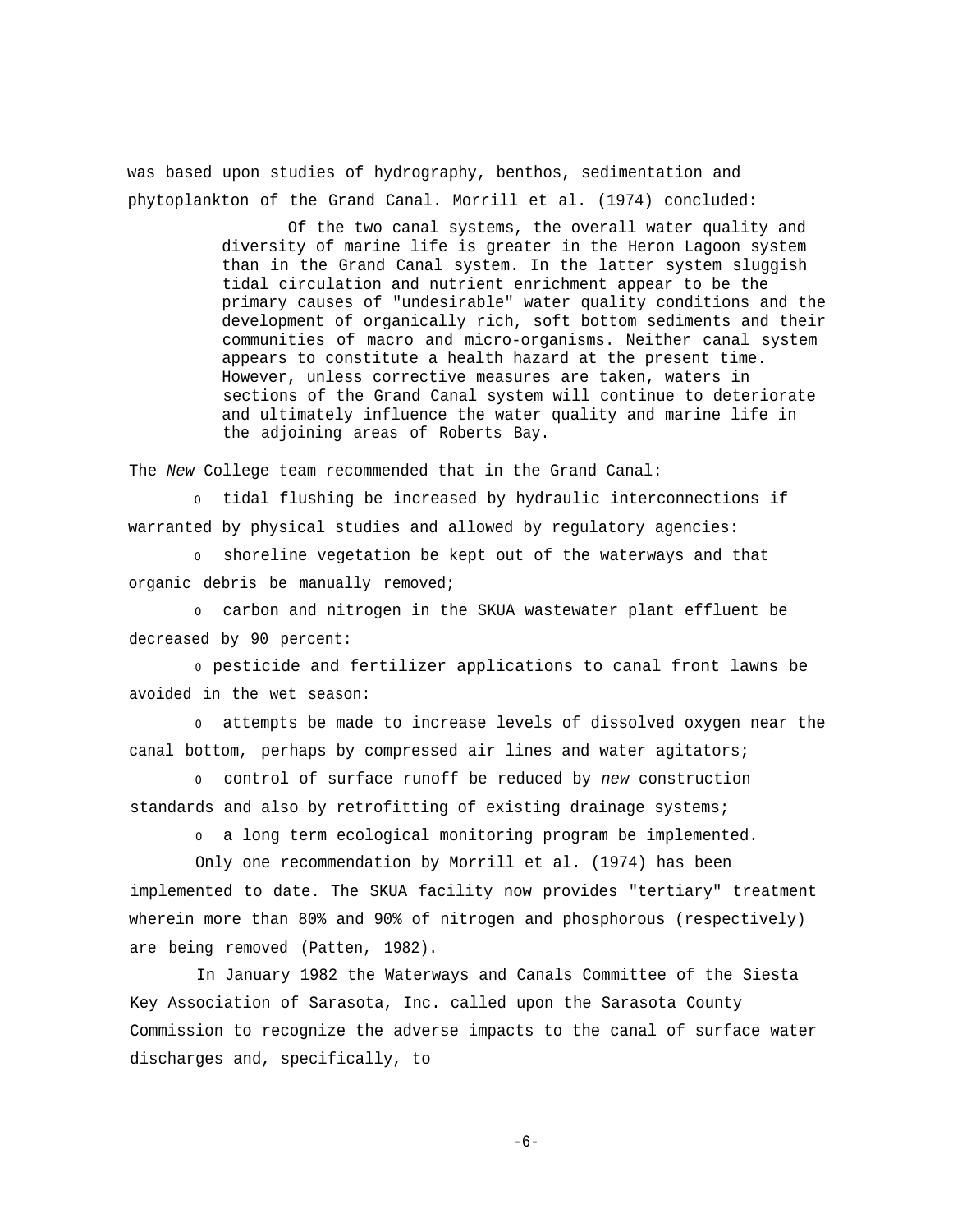was based upon studies of hydrography, benthos, sedimentation and phytoplankton of the Grand Canal. Morrill et al. (1974) concluded:

> Of the two canal systems, the overall water quality and diversity of marine life is greater in the Heron Lagoon system than in the Grand Canal system. In the latter system sluggish tidal circulation and nutrient enrichment appear to be the primary causes of "undesirable" water quality conditions and the development of organically rich, soft bottom sediments and their communities of macro and micro-organisms. Neither canal system appears to constitute a health hazard at the present time. However, unless corrective measures are taken, waters in sections of the Grand Canal system will continue to deteriorate and ultimately influence the water quality and marine life in the adjoining areas of Roberts Bay.

The *New* College team recommended that in the Grand Canal:

- tidal flushing be increased by hydraulic interconnections if warranted by physical studies and allowed by regulatory agencies:
- shoreline vegetation be kept out of the waterways and that organic debris be manually removed;
- carbon and nitrogen in the SKUA wastewater plant effluent be decreased by 90 percent:
- pesticide and fertilizer applications to canal front lawns be avoided in the wet season:
- attempts be made to increase levels of dissolved oxygen near the canal bottom, perhaps by compressed air lines and water agitators;
- control of surface runoff be reduced by *new* construction standards and also by retrofitting of existing drainage systems;
- a long term ecological monitoring program be implemented.

Only one recommendation by Morrill et al. (1974) has been implemented to date. The SKUA facility now provides "tertiary" treatment wherein more than 80% and 90% of nitrogen and phosphorous (respectively) are being removed (Patten, 1982).

In January 1982 the Waterways and Canals Committee of the Siesta Key Association of Sarasota, Inc. called upon the Sarasota County Commission to recognize the adverse impacts to the canal of surface water discharges and, specifically, to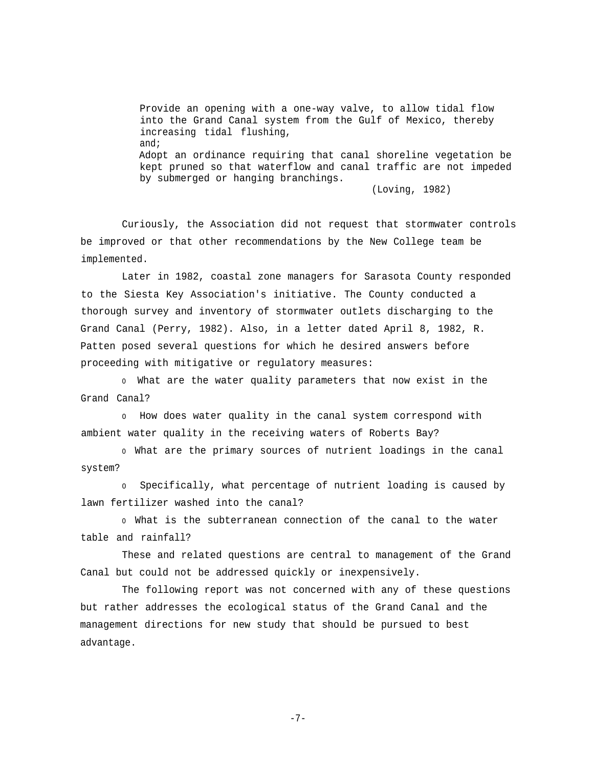> Provide an opening with a one-way valve, to allow tidal flow into the Grand Canal system from the Gulf of Mexico, thereby increasing tidal flushing,
> and;
> Adopt an ordinance requiring that canal shoreline vegetation be kept pruned so that waterflow and canal traffic are not impeded by submerged or hanging branchings.
>
> (Loving, 1982)

Curiously, the Association did not request that stormwater controls be improved or that other recommendations by the New College team be implemented.

Later in 1982, coastal zone managers for Sarasota County responded to the Siesta Key Association's initiative. The County conducted a thorough survey and inventory of stormwater outlets discharging to the Grand Canal (Perry, 1982). Also, in a letter dated April 8, 1982, R. Patten posed several questions for which he desired answers before proceeding with mitigative or regulatory measures:

- What are the water quality parameters that now exist in the Grand Canal?
- How does water quality in the canal system correspond with ambient water quality in the receiving waters of Roberts Bay?
- What are the primary sources of nutrient loadings in the canal system?
- Specifically, what percentage of nutrient loading is caused by lawn fertilizer washed into the canal?
- What is the subterranean connection of the canal to the water table and rainfall?

These and related questions are central to management of the Grand Canal but could not be addressed quickly or inexpensively.

The following report was not concerned with any of these questions but rather addresses the ecological status of the Grand Canal and the management directions for new study that should be pursued to best advantage.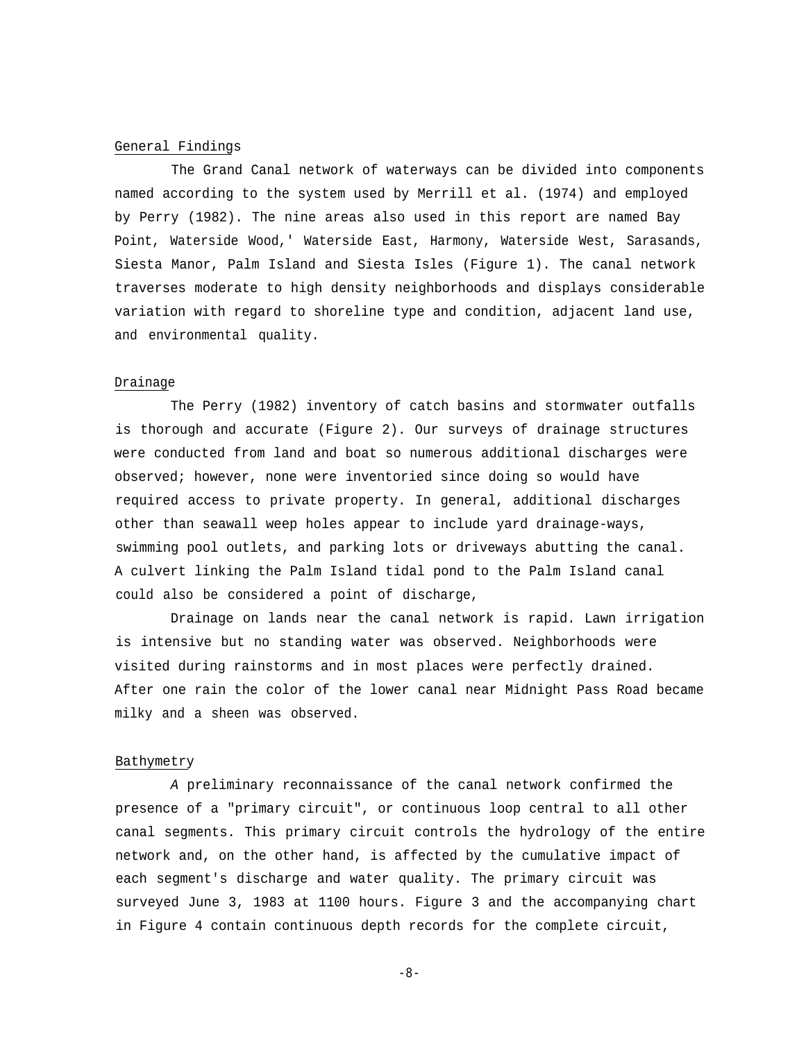## General Findings

The Grand Canal network of waterways can be divided into components named according to the system used by Merrill et al. (1974) and employed by Perry (1982). The nine areas also used in this report are named Bay Point, Waterside Wood,' Waterside East, Harmony, Waterside West, Sarasands, Siesta Manor, Palm Island and Siesta Isles (Figure 1). The canal network traverses moderate to high density neighborhoods and displays considerable variation with regard to shoreline type and condition, adjacent land use, and environmental quality.

## Drainage

The Perry (1982) inventory of catch basins and stormwater outfalls is thorough and accurate (Figure 2). Our surveys of drainage structures were conducted from land and boat so numerous additional discharges were observed; however, none were inventoried since doing so would have required access to private property. In general, additional discharges other than seawall weep holes appear to include yard drainage-ways, swimming pool outlets, and parking lots or driveways abutting the canal. A culvert linking the Palm Island tidal pond to the Palm Island canal could also be considered a point of discharge,

Drainage on lands near the canal network is rapid. Lawn irrigation is intensive but no standing water was observed. Neighborhoods were visited during rainstorms and in most places were perfectly drained. After one rain the color of the lower canal near Midnight Pass Road became milky and a sheen was observed.

## Bathymetry

*A* preliminary reconnaissance of the canal network confirmed the presence of a "primary circuit", or continuous loop central to all other canal segments. This primary circuit controls the hydrology of the entire network and, on the other hand, is affected by the cumulative impact of each segment's discharge and water quality. The primary circuit was surveyed June 3, 1983 at 1100 hours. Figure 3 and the accompanying chart in Figure 4 contain continuous depth records for the complete circuit,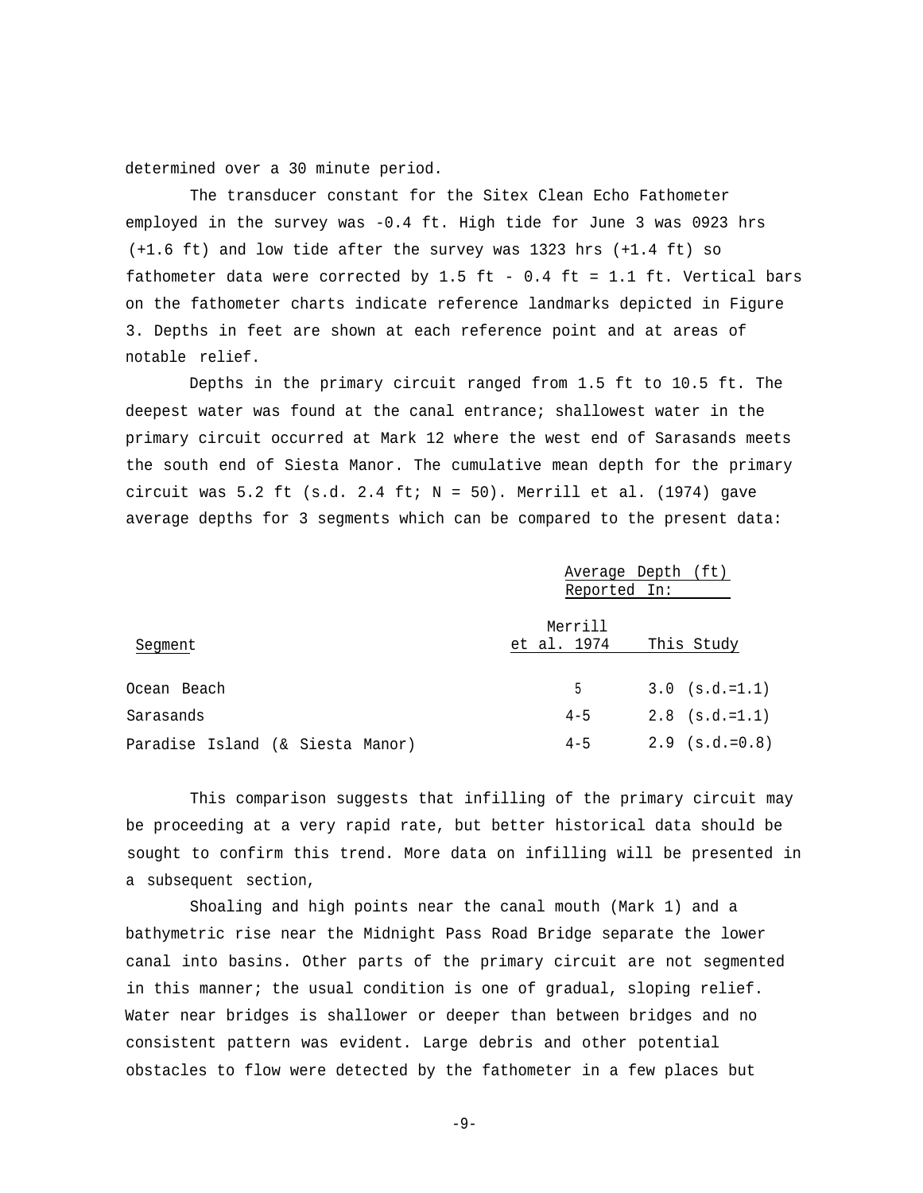determined over a 30 minute period.

The transducer constant for the Sitex Clean Echo Fathometer employed in the survey was -0.4 ft. High tide for June 3 was 0923 hrs (+1.6 ft) and low tide after the survey was 1323 hrs (+1.4 ft) so fathometer data were corrected by 1.5 ft - 0.4 ft = 1.1 ft. Vertical bars on the fathometer charts indicate reference landmarks depicted in Figure 3. Depths in feet are shown at each reference point and at areas of notable relief.

Depths in the primary circuit ranged from 1.5 ft to 10.5 ft. The deepest water was found at the canal entrance; shallowest water in the primary circuit occurred at Mark 12 where the west end of Sarasands meets the south end of Siesta Manor. The cumulative mean depth for the primary circuit was 5.2 ft (s.d. 2.4 ft; N = 50). Merrill et al. (1974) gave average depths for 3 segments which can be compared to the present data:

| | Average Depth (ft) Reported In: | |
|---|---|---|
| Segment | Merrill et al. 1974 | This Study |
| Ocean Beach | 5 | 3.0 (s.d.=1.1) |
| Sarasands | 4-5 | 2.8 (s.d.=1.1) |
| Paradise Island (& Siesta Manor) | 4-5 | 2.9 (s.d.=0.8) |

This comparison suggests that infilling of the primary circuit may be proceeding at a very rapid rate, but better historical data should be sought to confirm this trend. More data on infilling will be presented in a subsequent section,

Shoaling and high points near the canal mouth (Mark 1) and a bathymetric rise near the Midnight Pass Road Bridge separate the lower canal into basins. Other parts of the primary circuit are not segmented in this manner; the usual condition is one of gradual, sloping relief. Water near bridges is shallower or deeper than between bridges and no consistent pattern was evident. Large debris and other potential obstacles to flow were detected by the fathometer in a few places but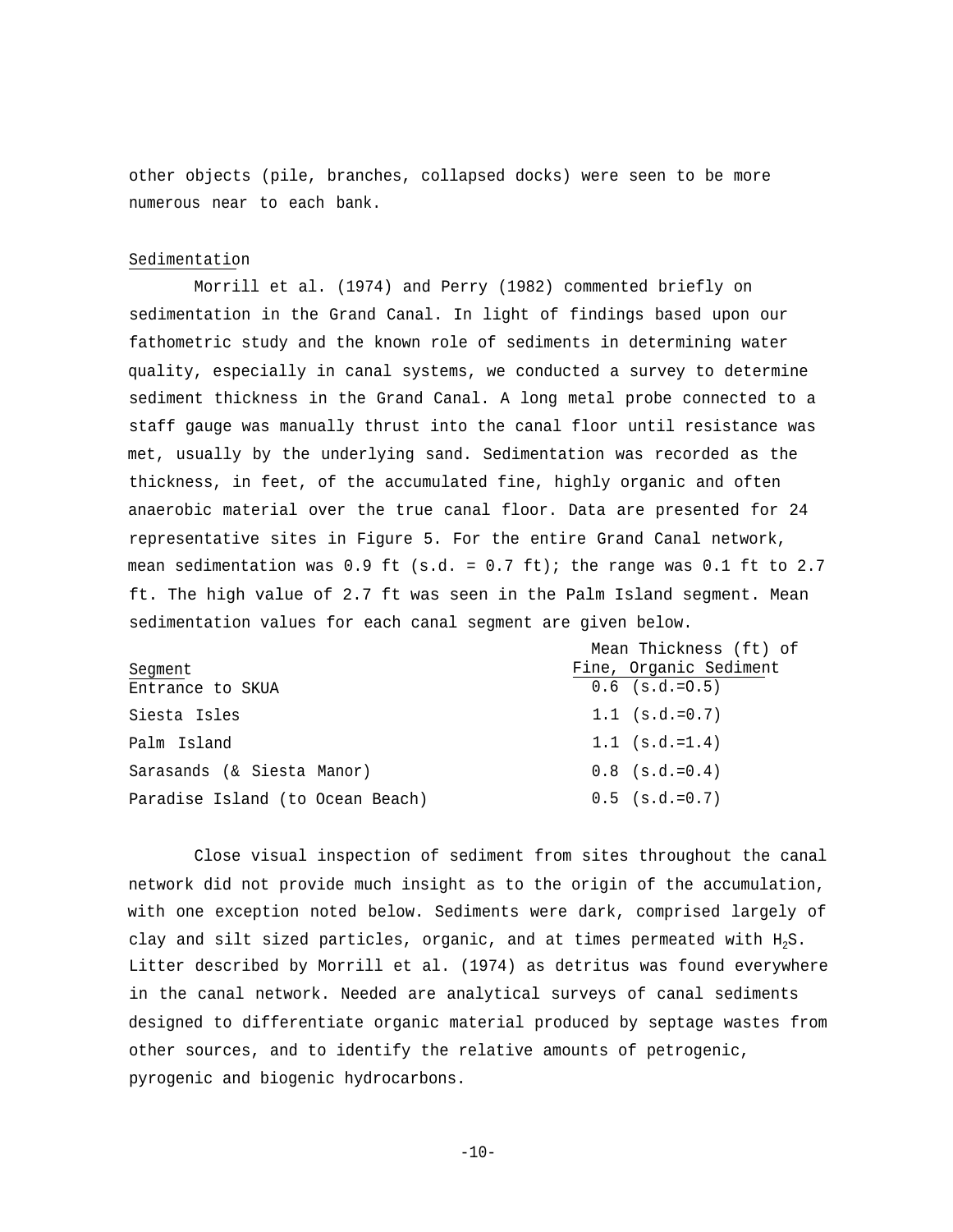other objects (pile, branches, collapsed docks) were seen to be more numerous near to each bank.

## Sedimentation

Morrill et al. (1974) and Perry (1982) commented briefly on sedimentation in the Grand Canal. In light of findings based upon our fathometric study and the known role of sediments in determining water quality, especially in canal systems, we conducted a survey to determine sediment thickness in the Grand Canal. A long metal probe connected to a staff gauge was manually thrust into the canal floor until resistance was met, usually by the underlying sand. Sedimentation was recorded as the thickness, in feet, of the accumulated fine, highly organic and often anaerobic material over the true canal floor. Data are presented for 24 representative sites in Figure 5. For the entire Grand Canal network, mean sedimentation was 0.9 ft (s.d. = 0.7 ft); the range was 0.1 ft to 2.7 ft. The high value of 2.7 ft was seen in the Palm Island segment. Mean sedimentation values for each canal segment are given below.

| Segment | Mean Thickness (ft) of Fine, Organic Sediment |
|---|---|
| Entrance to SKUA | 0.6 (s.d.=O.5) |
| Siesta Isles | 1.1 (s.d.=0.7) |
| Palm Island | 1.1 (s.d.=1.4) |
| Sarasands (& Siesta Manor) | 0.8 (s.d.=0.4) |
| Paradise Island (to Ocean Beach) | 0.5 (s.d.=0.7) |

Close visual inspection of sediment from sites throughout the canal network did not provide much insight as to the origin of the accumulation, with one exception noted below. Sediments were dark, comprised largely of clay and silt sized particles, organic, and at times permeated with $H_2S$. Litter described by Morrill et al. (1974) as detritus was found everywhere in the canal network. Needed are analytical surveys of canal sediments designed to differentiate organic material produced by septage wastes from other sources, and to identify the relative amounts of petrogenic, pyrogenic and biogenic hydrocarbons.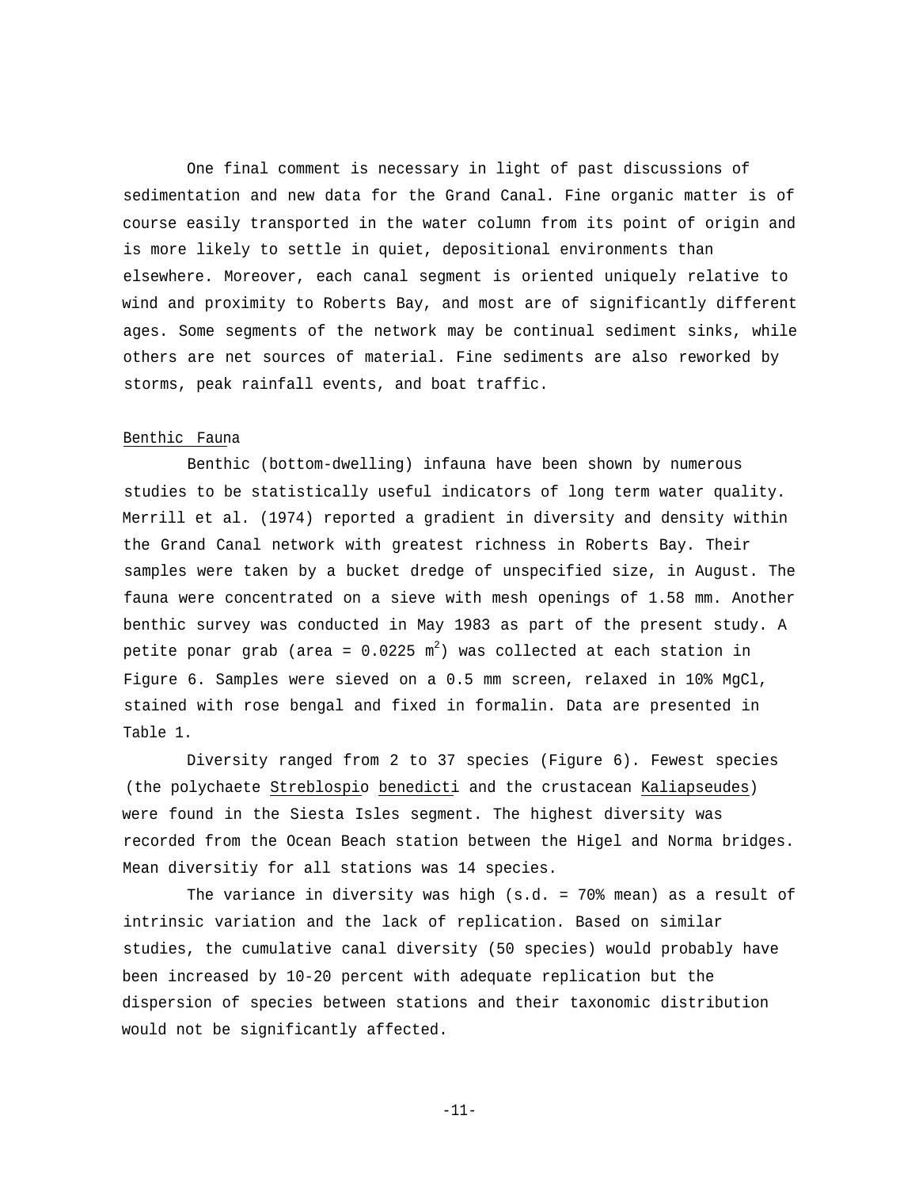One final comment is necessary in light of past discussions of sedimentation and new data for the Grand Canal. Fine organic matter is of course easily transported in the water column from its point of origin and is more likely to settle in quiet, depositional environments than elsewhere. Moreover, each canal segment is oriented uniquely relative to wind and proximity to Roberts Bay, and most are of significantly different ages. Some segments of the network may be continual sediment sinks, while others are net sources of material. Fine sediments are also reworked by storms, peak rainfall events, and boat traffic.

## Benthic Fauna

Benthic (bottom-dwelling) infauna have been shown by numerous studies to be statistically useful indicators of long term water quality. Merrill et al. (1974) reported a gradient in diversity and density within the Grand Canal network with greatest richness in Roberts Bay. Their samples were taken by a bucket dredge of unspecified size, in August. The fauna were concentrated on a sieve with mesh openings of 1.58 mm. Another benthic survey was conducted in May 1983 as part of the present study. A petite ponar grab (area = 0.0225 $m^2$) was collected at each station in Figure 6. Samples were sieved on a 0.5 mm screen, relaxed in 10% MgCl, stained with rose bengal and fixed in formalin. Data are presented in Table 1.

Diversity ranged from 2 to 37 species (Figure 6). Fewest species (the polychaete *Streblospio benedicti* and the crustacean *Kaliapseudes*) were found in the Siesta Isles segment. The highest diversity was recorded from the Ocean Beach station between the Higel and Norma bridges. Mean diversitiy for all stations was 14 species.

The variance in diversity was high (s.d. = 70% mean) as a result of intrinsic variation and the lack of replication. Based on similar studies, the cumulative canal diversity (50 species) would probably have been increased by 10-20 percent with adequate replication but the dispersion of species between stations and their taxonomic distribution would not be significantly affected.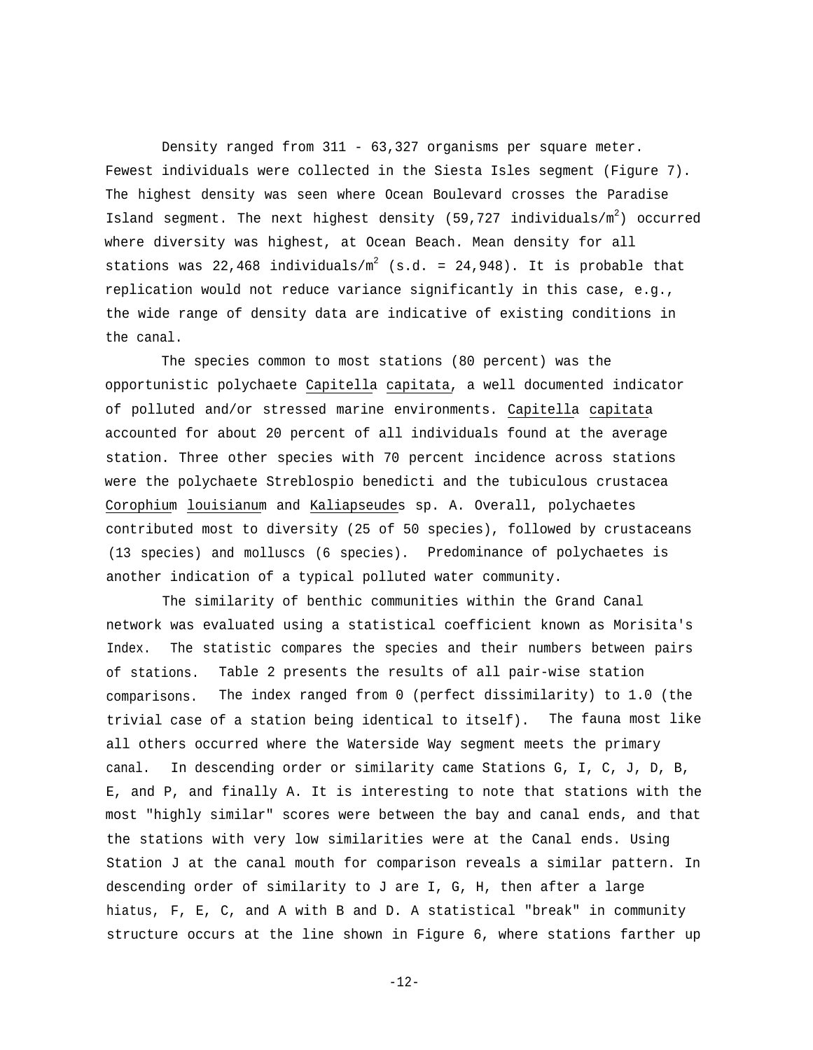Density ranged from 311 - 63,327 organisms per square meter. Fewest individuals were collected in the Siesta Isles segment (Figure 7). The highest density was seen where Ocean Boulevard crosses the Paradise Island segment. The next highest density (59,727 individuals/$m^2$) occurred where diversity was highest, at Ocean Beach. Mean density for all stations was 22,468 individuals/$m^2$ (s.d. = 24,948). It is probable that replication would not reduce variance significantly in this case, e.g., the wide range of density data are indicative of existing conditions in the canal.

The species common to most stations (80 percent) was the opportunistic polychaete Capitella capitata, a well documented indicator of polluted and/or stressed marine environments. Capitella capitata accounted for about 20 percent of all individuals found at the average station. Three other species with 70 percent incidence across stations were the polychaete Streblospio benedicti and the tubiculous crustacea Corophium louisianum and Kaliapseudes sp. A. Overall, polychaetes contributed most to diversity (25 of 50 species), followed by crustaceans (13 species) and molluscs (6 species). Predominance of polychaetes is another indication of a typical polluted water community.

The similarity of benthic communities within the Grand Canal network was evaluated using a statistical coefficient known as Morisita's Index. The statistic compares the species and their numbers between pairs of stations. Table 2 presents the results of all pair-wise station comparisons. The index ranged from 0 (perfect dissimilarity) to 1.0 (the trivial case of a station being identical to itself). The fauna most like all others occurred where the Waterside Way segment meets the primary canal. In descending order or similarity came Stations G, I, C, J, D, B, E, and P, and finally A. It is interesting to note that stations with the most "highly similar" scores were between the bay and canal ends, and that the stations with very low similarities were at the Canal ends. Using Station J at the canal mouth for comparison reveals a similar pattern. In descending order of similarity to J are I, G, H, then after a large hiatus, F, E, C, and A with B and D. A statistical "break" in community structure occurs at the line shown in Figure 6, where stations farther up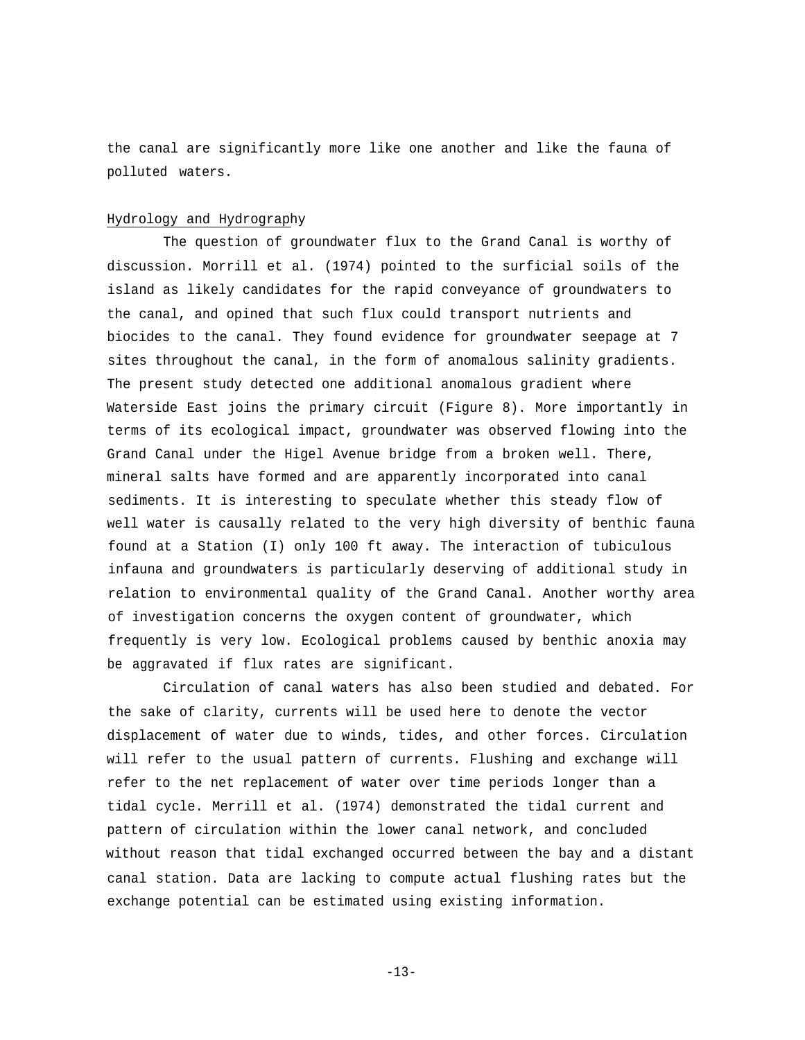the canal are significantly more like one another and like the fauna of polluted waters.

Hydrology and Hydrography

The question of groundwater flux to the Grand Canal is worthy of discussion. Morrill et al. (1974) pointed to the surficial soils of the island as likely candidates for the rapid conveyance of groundwaters to the canal, and opined that such flux could transport nutrients and biocides to the canal. They found evidence for groundwater seepage at 7 sites throughout the canal, in the form of anomalous salinity gradients. The present study detected one additional anomalous gradient where Waterside East joins the primary circuit (Figure 8). More importantly in terms of its ecological impact, groundwater was observed flowing into the Grand Canal under the Higel Avenue bridge from a broken well. There, mineral salts have formed and are apparently incorporated into canal sediments. It is interesting to speculate whether this steady flow of well water is causally related to the very high diversity of benthic fauna found at a Station (I) only 100 ft away. The interaction of tubiculous infauna and groundwaters is particularly deserving of additional study in relation to environmental quality of the Grand Canal. Another worthy area of investigation concerns the oxygen content of groundwater, which frequently is very low. Ecological problems caused by benthic anoxia may be aggravated if flux rates are significant.

Circulation of canal waters has also been studied and debated. For the sake of clarity, currents will be used here to denote the vector displacement of water due to winds, tides, and other forces. Circulation will refer to the usual pattern of currents. Flushing and exchange will refer to the net replacement of water over time periods longer than a tidal cycle. Merrill et al. (1974) demonstrated the tidal current and pattern of circulation within the lower canal network, and concluded without reason that tidal exchanged occurred between the bay and a distant canal station. Data are lacking to compute actual flushing rates but the exchange potential can be estimated using existing information.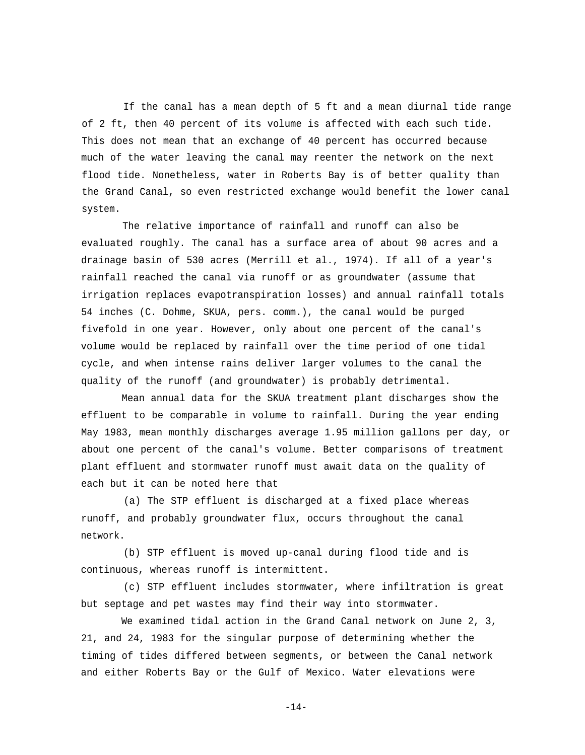If the canal has a mean depth of 5 ft and a mean diurnal tide range of 2 ft, then 40 percent of its volume is affected with each such tide. This does not mean that an exchange of 40 percent has occurred because much of the water leaving the canal may reenter the network on the next flood tide. Nonetheless, water in Roberts Bay is of better quality than the Grand Canal, so even restricted exchange would benefit the lower canal system.

The relative importance of rainfall and runoff can also be evaluated roughly. The canal has a surface area of about 90 acres and a drainage basin of 530 acres (Merrill et al., 1974). If all of a year's rainfall reached the canal via runoff or as groundwater (assume that irrigation replaces evapotranspiration losses) and annual rainfall totals 54 inches (C. Dohme, SKUA, pers. comm.), the canal would be purged fivefold in one year. However, only about one percent of the canal's volume would be replaced by rainfall over the time period of one tidal cycle, and when intense rains deliver larger volumes to the canal the quality of the runoff (and groundwater) is probably detrimental.

Mean annual data for the SKUA treatment plant discharges show the effluent to be comparable in volume to rainfall. During the year ending May 1983, mean monthly discharges average 1.95 million gallons per day, or about one percent of the canal's volume. Better comparisons of treatment plant effluent and stormwater runoff must await data on the quality of each but it can be noted here that

(a) The STP effluent is discharged at a fixed place whereas runoff, and probably groundwater flux, occurs throughout the canal network.

(b) STP effluent is moved up-canal during flood tide and is continuous, whereas runoff is intermittent.

(c) STP effluent includes stormwater, where infiltration is great but septage and pet wastes may find their way into stormwater.

We examined tidal action in the Grand Canal network on June 2, 3, 21, and 24, 1983 for the singular purpose of determining whether the timing of tides differed between segments, or between the Canal network and either Roberts Bay or the Gulf of Mexico. Water elevations were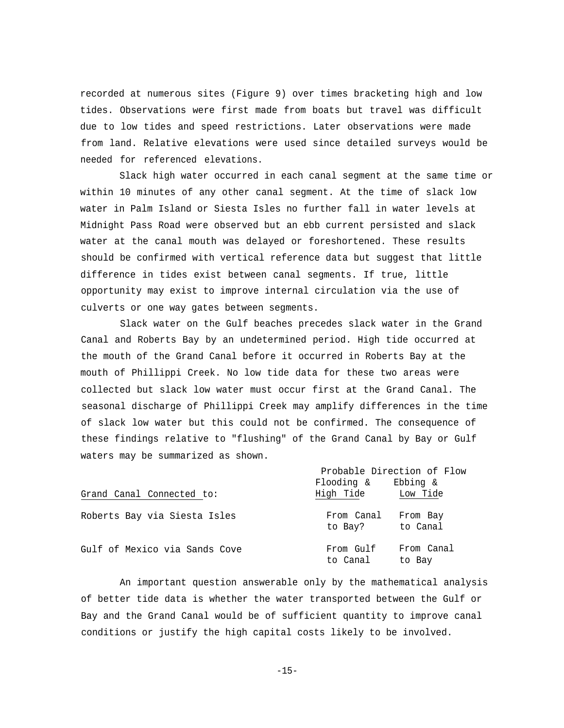recorded at numerous sites (Figure 9) over times bracketing high and low tides. Observations were first made from boats but travel was difficult due to low tides and speed restrictions. Later observations were made from land. Relative elevations were used since detailed surveys would be needed for referenced elevations.

Slack high water occurred in each canal segment at the same time or within 10 minutes of any other canal segment. At the time of slack low water in Palm Island or Siesta Isles no further fall in water levels at Midnight Pass Road were observed but an ebb current persisted and slack water at the canal mouth was delayed or foreshortened. These results should be confirmed with vertical reference data but suggest that little difference in tides exist between canal segments. If true, little opportunity may exist to improve internal circulation via the use of culverts or one way gates between segments.

Slack water on the Gulf beaches precedes slack water in the Grand Canal and Roberts Bay by an undetermined period. High tide occurred at the mouth of the Grand Canal before it occurred in Roberts Bay at the mouth of Phillippi Creek. No low tide data for these two areas were collected but slack low water must occur first at the Grand Canal. The seasonal discharge of Phillippi Creek may amplify differences in the time of slack low water but this could not be confirmed. The consequence of these findings relative to "flushing" of the Grand Canal by Bay or Gulf waters may be summarized as shown.

| Grand Canal Connected to: | Probable Direction of Flow Flooding & High Tide | Ebbing & Low Tide |
|---|---|---|
| Roberts Bay via Siesta Isles | From Canal to Bay? | From Bay to Canal |
| Gulf of Mexico via Sands Cove | From Gulf to Canal | From Canal to Bay |

An important question answerable only by the mathematical analysis of better tide data is whether the water transported between the Gulf or Bay and the Grand Canal would be of sufficient quantity to improve canal conditions or justify the high capital costs likely to be involved.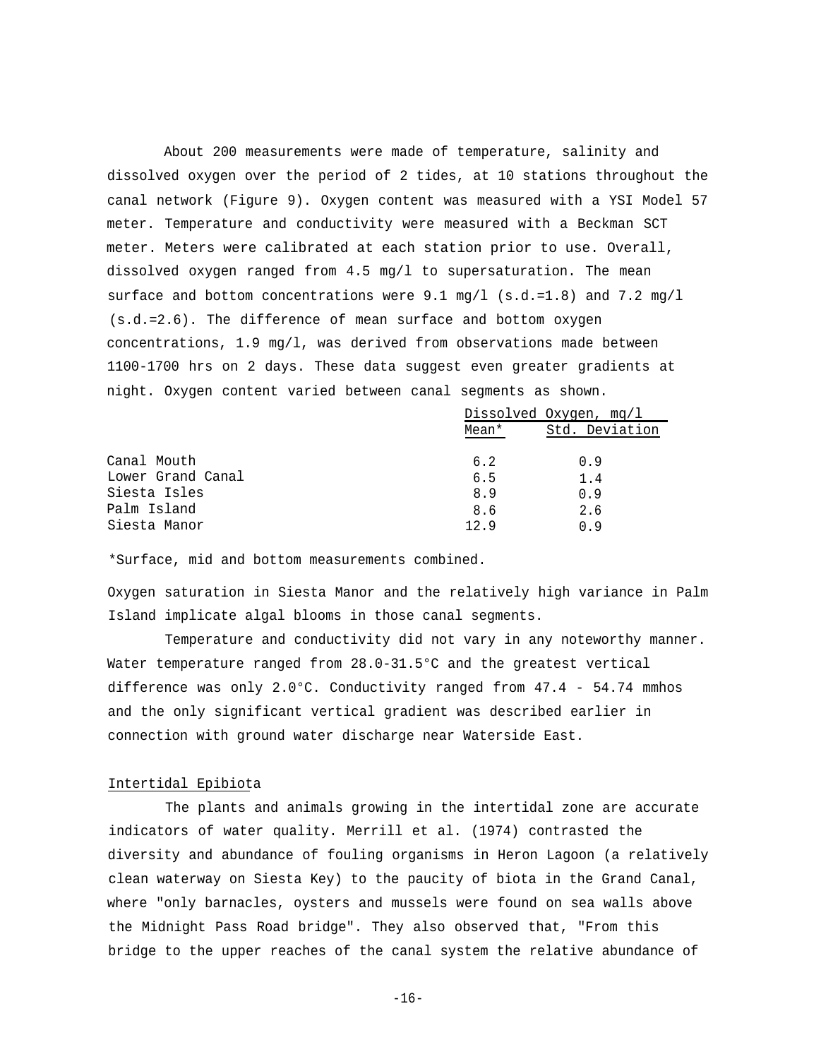About 200 measurements were made of temperature, salinity and dissolved oxygen over the period of 2 tides, at 10 stations throughout the canal network (Figure 9). Oxygen content was measured with a YSI Model 57 meter. Temperature and conductivity were measured with a Beckman SCT meter. Meters were calibrated at each station prior to use. Overall, dissolved oxygen ranged from 4.5 mg/l to supersaturation. The mean surface and bottom concentrations were 9.1 mg/l (s.d.=1.8) and 7.2 mg/l (s.d.=2.6). The difference of mean surface and bottom oxygen concentrations, 1.9 mg/l, was derived from observations made between 1100-1700 hrs on 2 days. These data suggest even greater gradients at night. Oxygen content varied between canal segments as shown.

| | Dissolved Oxygen, mg/l | |
|---|---|---|
| | Mean* | Std. Deviation |
| Canal Mouth | 6.2 | 0.9 |
| Lower Grand Canal | 6.5 | 1.4 |
| Siesta Isles | 8.9 | 0.9 |
| Palm Island | 8.6 | 2.6 |
| Siesta Manor | 12.9 | 0.9 |

*Surface, mid and bottom measurements combined.

Oxygen saturation in Siesta Manor and the relatively high variance in Palm Island implicate algal blooms in those canal segments.

Temperature and conductivity did not vary in any noteworthy manner. Water temperature ranged from 28.0-31.5°C and the greatest vertical difference was only 2.0°C. Conductivity ranged from 47.4 - 54.74 mmhos and the only significant vertical gradient was described earlier in connection with ground water discharge near Waterside East.

## Intertidal Epibiota

The plants and animals growing in the intertidal zone are accurate indicators of water quality. Merrill et al. (1974) contrasted the diversity and abundance of fouling organisms in Heron Lagoon (a relatively clean waterway on Siesta Key) to the paucity of biota in the Grand Canal, where "only barnacles, oysters and mussels were found on sea walls above the Midnight Pass Road bridge". They also observed that, "From this bridge to the upper reaches of the canal system the relative abundance of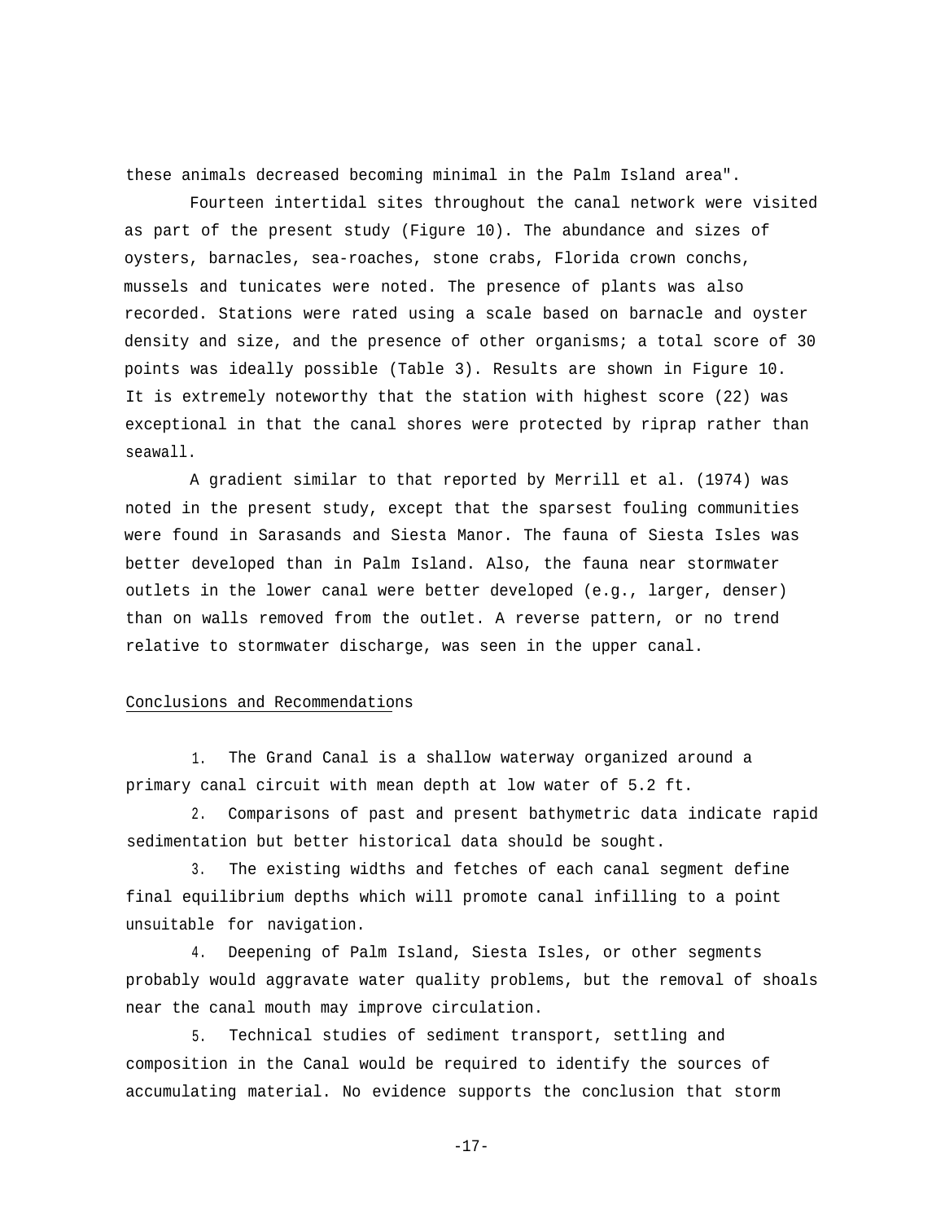these animals decreased becoming minimal in the Palm Island area".

Fourteen intertidal sites throughout the canal network were visited as part of the present study (Figure 10). The abundance and sizes of oysters, barnacles, sea-roaches, stone crabs, Florida crown conchs, mussels and tunicates were noted. The presence of plants was also recorded. Stations were rated using a scale based on barnacle and oyster density and size, and the presence of other organisms; a total score of 30 points was ideally possible (Table 3). Results are shown in Figure 10. It is extremely noteworthy that the station with highest score (22) was exceptional in that the canal shores were protected by riprap rather than seawall.

A gradient similar to that reported by Merrill et al. (1974) was noted in the present study, except that the sparsest fouling communities were found in Sarasands and Siesta Manor. The fauna of Siesta Isles was better developed than in Palm Island. Also, the fauna near stormwater outlets in the lower canal were better developed (e.g., larger, denser) than on walls removed from the outlet. A reverse pattern, or no trend relative to stormwater discharge, was seen in the upper canal.

## Conclusions and Recommendations

1. The Grand Canal is a shallow waterway organized around a primary canal circuit with mean depth at low water of 5.2 ft.

2. Comparisons of past and present bathymetric data indicate rapid sedimentation but better historical data should be sought.

3. The existing widths and fetches of each canal segment define final equilibrium depths which will promote canal infilling to a point unsuitable for navigation.

4. Deepening of Palm Island, Siesta Isles, or other segments probably would aggravate water quality problems, but the removal of shoals near the canal mouth may improve circulation.

5. Technical studies of sediment transport, settling and composition in the Canal would be required to identify the sources of accumulating material. No evidence supports the conclusion that storm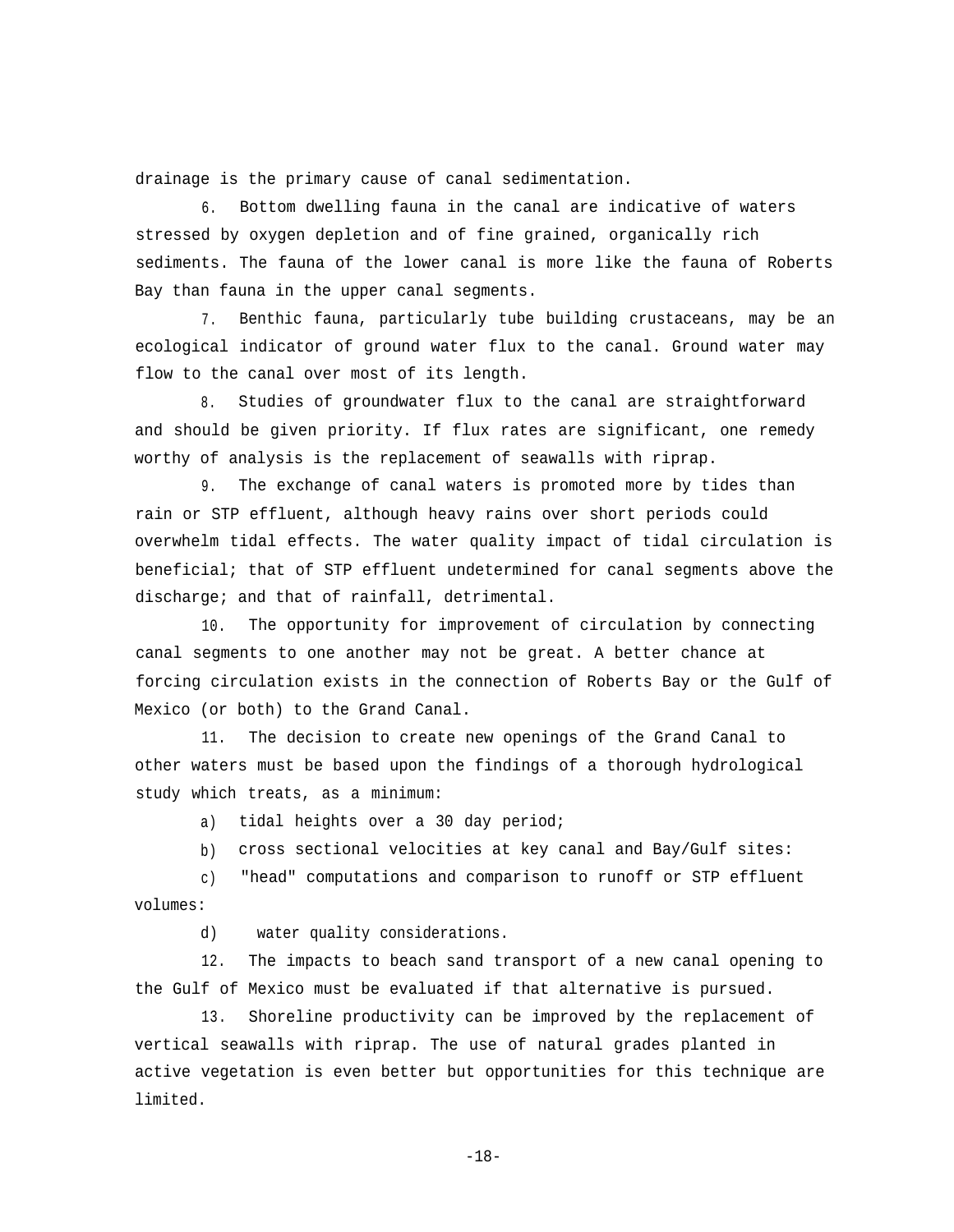drainage is the primary cause of canal sedimentation.

6. Bottom dwelling fauna in the canal are indicative of waters stressed by oxygen depletion and of fine grained, organically rich sediments. The fauna of the lower canal is more like the fauna of Roberts Bay than fauna in the upper canal segments.

7. Benthic fauna, particularly tube building crustaceans, may be an ecological indicator of ground water flux to the canal. Ground water may flow to the canal over most of its length.

8. Studies of groundwater flux to the canal are straightforward and should be given priority. If flux rates are significant, one remedy worthy of analysis is the replacement of seawalls with riprap.

9. The exchange of canal waters is promoted more by tides than rain or STP effluent, although heavy rains over short periods could overwhelm tidal effects. The water quality impact of tidal circulation is beneficial; that of STP effluent undetermined for canal segments above the discharge; and that of rainfall, detrimental.

10. The opportunity for improvement of circulation by connecting canal segments to one another may not be great. A better chance at forcing circulation exists in the connection of Roberts Bay or the Gulf of Mexico (or both) to the Grand Canal.

11. The decision to create new openings of the Grand Canal to other waters must be based upon the findings of a thorough hydrological study which treats, as a minimum:

a) tidal heights over a 30 day period;

b) cross sectional velocities at key canal and Bay/Gulf sites:

c) "head" computations and comparison to runoff or STP effluent volumes:

d) water quality considerations.

12. The impacts to beach sand transport of a new canal opening to the Gulf of Mexico must be evaluated if that alternative is pursued.

13. Shoreline productivity can be improved by the replacement of vertical seawalls with riprap. The use of natural grades planted in active vegetation is even better but opportunities for this technique are limited.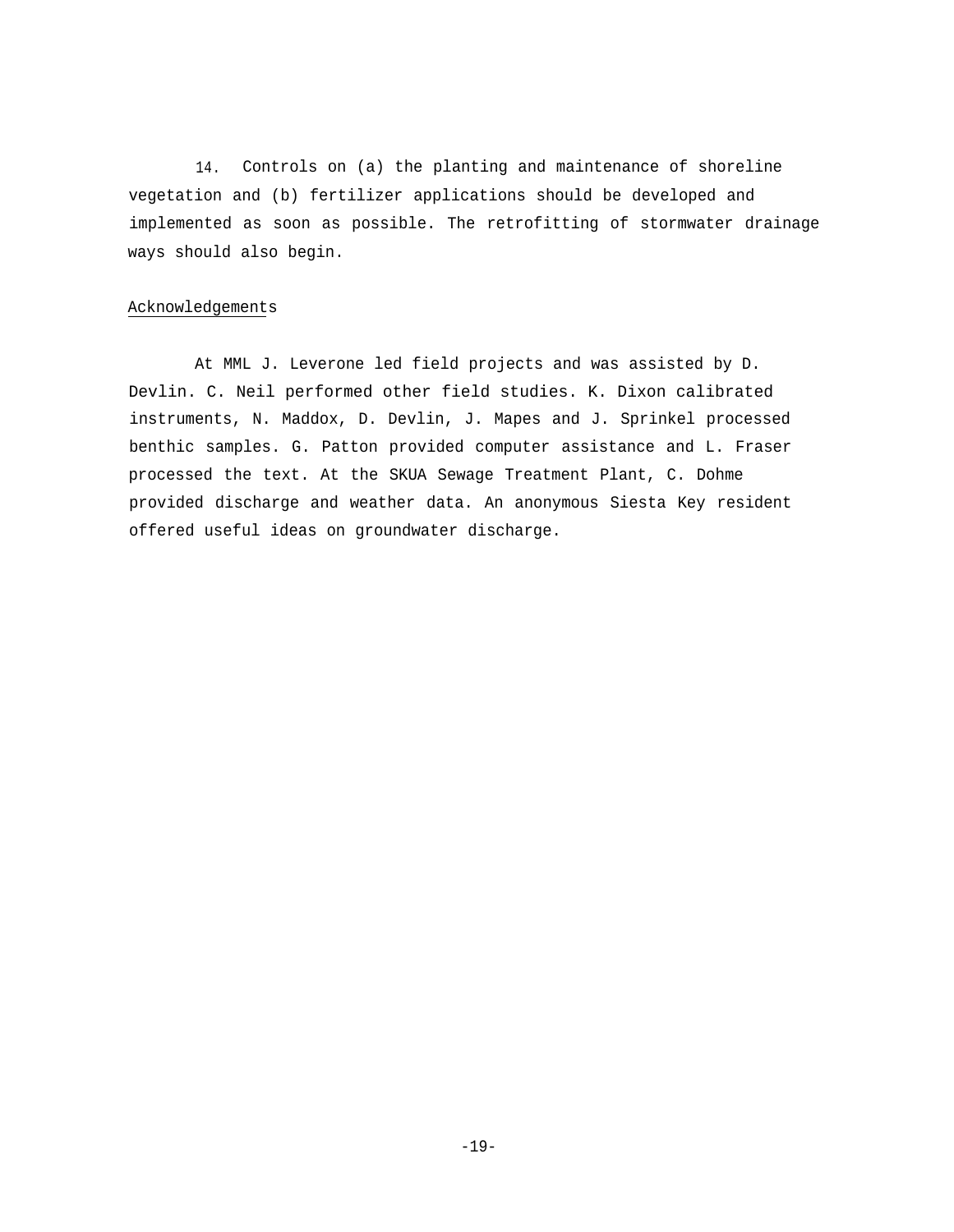14. Controls on (a) the planting and maintenance of shoreline vegetation and (b) fertilizer applications should be developed and implemented as soon as possible. The retrofitting of stormwater drainage ways should also begin.

## Acknowledgements

At MML J. Leverone led field projects and was assisted by D. Devlin. C. Neil performed other field studies. K. Dixon calibrated instruments, N. Maddox, D. Devlin, J. Mapes and J. Sprinkel processed benthic samples. G. Patton provided computer assistance and L. Fraser processed the text. At the SKUA Sewage Treatment Plant, C. Dohme provided discharge and weather data. An anonymous Siesta Key resident offered useful ideas on groundwater discharge.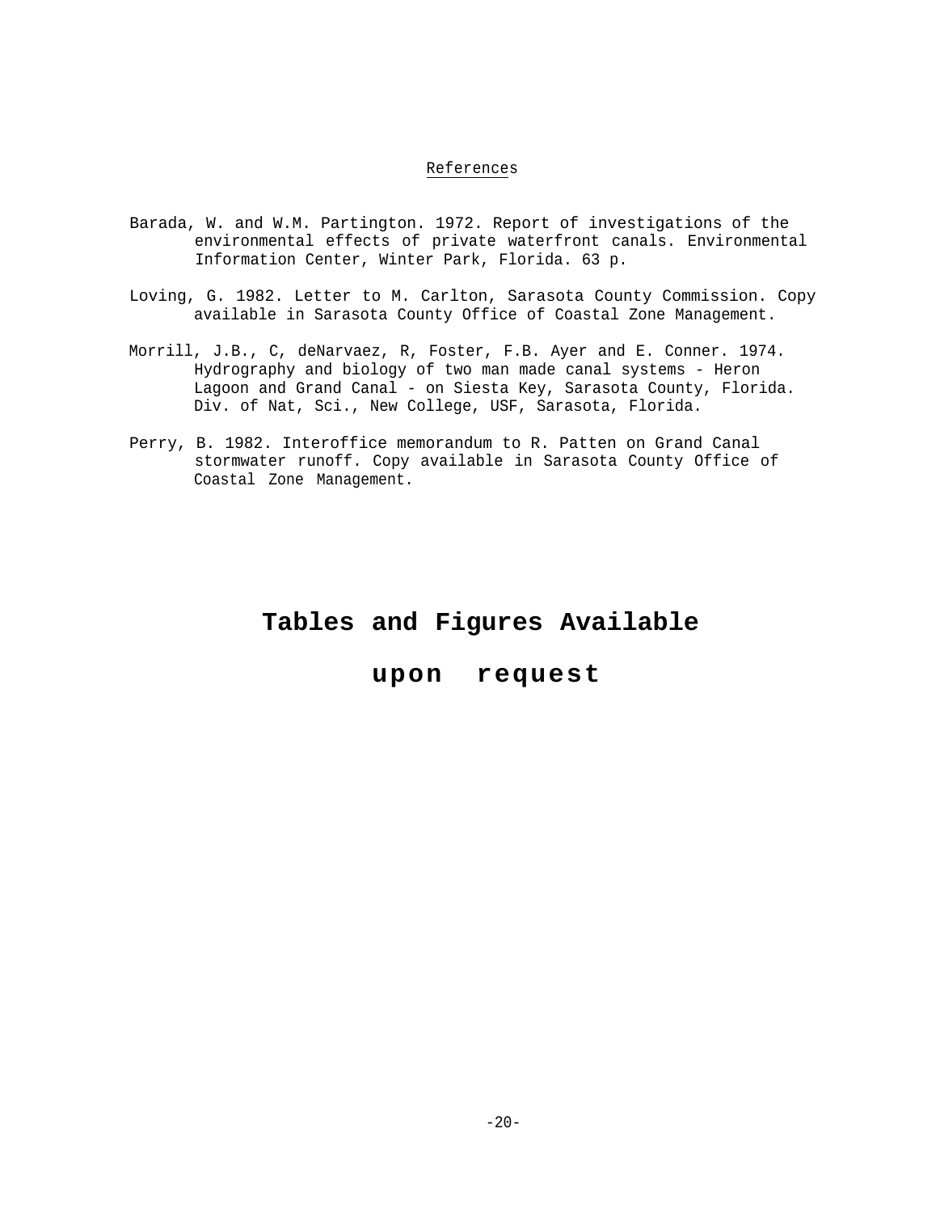## References

Barada, W. and W.M. Partington. 1972. Report of investigations of the environmental effects of private waterfront canals. Environmental Information Center, Winter Park, Florida. 63 p.

Loving, G. 1982. Letter to M. Carlton, Sarasota County Commission. Copy available in Sarasota County Office of Coastal Zone Management.

Morrill, J.B., C, deNarvaez, R, Foster, F.B. Ayer and E. Conner. 1974. Hydrography and biology of two man made canal systems - Heron Lagoon and Grand Canal - on Siesta Key, Sarasota County, Florida. Div. of Nat, Sci., New College, USF, Sarasota, Florida.

Perry, B. 1982. Interoffice memorandum to R. Patten on Grand Canal stormwater runoff. Copy available in Sarasota County Office of Coastal Zone Management.

**Tables and Figures Available**

**upon request**